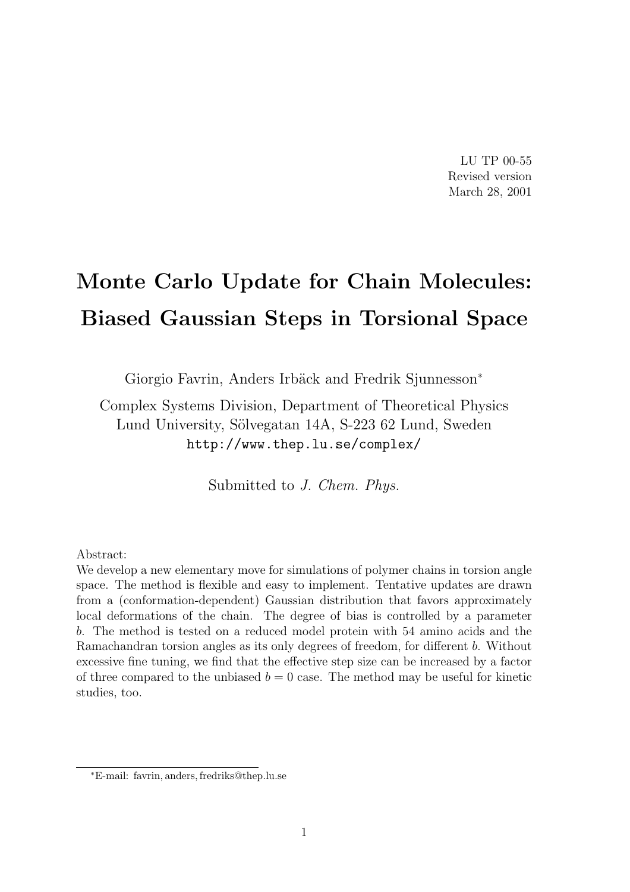LU TP 00-55
Revised version
March 28, 2001

# Monte Carlo Update for Chain Molecules: Biased Gaussian Steps in Torsional Space

Giorgio Favrin, Anders Irbäck and Fredrik Sjunnesson[*]

Complex Systems Division, Department of Theoretical Physics
Lund University, Sölvegatan 14A, S-223 62 Lund, Sweden
http://www.thep.lu.se/complex/

Submitted to *J. Chem. Phys.*

Abstract:
We develop a new elementary move for simulations of polymer chains in torsion angle space. The method is flexible and easy to implement. Tentative updates are drawn from a (conformation-dependent) Gaussian distribution that favors approximately local deformations of the chain. The degree of bias is controlled by a parameter $b$. The method is tested on a reduced model protein with 54 amino acids and the Ramachandran torsion angles as its only degrees of freedom, for different $b$. Without excessive fine tuning, we find that the effective step size can be increased by a factor of three compared to the unbiased $b = 0$ case. The method may be useful for kinetic studies, too.

[*]E-mail: favrin, anders, fredriks@thep.lu.se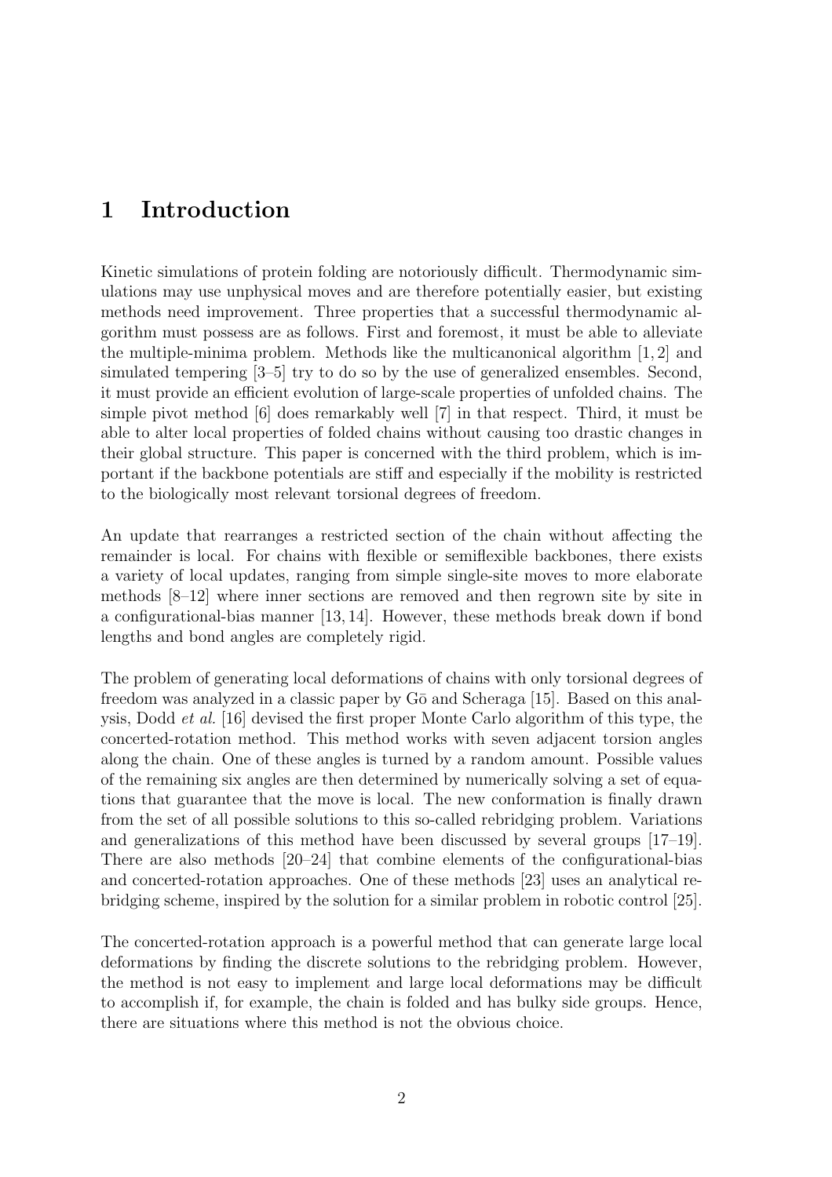# 1 Introduction

Kinetic simulations of protein folding are notoriously difficult. Thermodynamic simulations may use unphysical moves and are therefore potentially easier, but existing methods need improvement. Three properties that a successful thermodynamic algorithm must possess are as follows. First and foremost, it must be able to alleviate the multiple-minima problem. Methods like the multicanonical algorithm [1, 2] and simulated tempering [3–5] try to do so by the use of generalized ensembles. Second, it must provide an efficient evolution of large-scale properties of unfolded chains. The simple pivot method [6] does remarkably well [7] in that respect. Third, it must be able to alter local properties of folded chains without causing too drastic changes in their global structure. This paper is concerned with the third problem, which is important if the backbone potentials are stiff and especially if the mobility is restricted to the biologically most relevant torsional degrees of freedom.

An update that rearranges a restricted section of the chain without affecting the remainder is local. For chains with flexible or semiflexible backbones, there exists a variety of local updates, ranging from simple single-site moves to more elaborate methods [8–12] where inner sections are removed and then regrown site by site in a configurational-bias manner [13, 14]. However, these methods break down if bond lengths and bond angles are completely rigid.

The problem of generating local deformations of chains with only torsional degrees of freedom was analyzed in a classic paper by Gō and Scheraga [15]. Based on this analysis, Dodd *et al.* [16] devised the first proper Monte Carlo algorithm of this type, the concerted-rotation method. This method works with seven adjacent torsion angles along the chain. One of these angles is turned by a random amount. Possible values of the remaining six angles are then determined by numerically solving a set of equations that guarantee that the move is local. The new conformation is finally drawn from the set of all possible solutions to this so-called rebridging problem. Variations and generalizations of this method have been discussed by several groups [17–19]. There are also methods [20–24] that combine elements of the configurational-bias and concerted-rotation approaches. One of these methods [23] uses an analytical rebridging scheme, inspired by the solution for a similar problem in robotic control [25].

The concerted-rotation approach is a powerful method that can generate large local deformations by finding the discrete solutions to the rebridging problem. However, the method is not easy to implement and large local deformations may be difficult to accomplish if, for example, the chain is folded and has bulky side groups. Hence, there are situations where this method is not the obvious choice.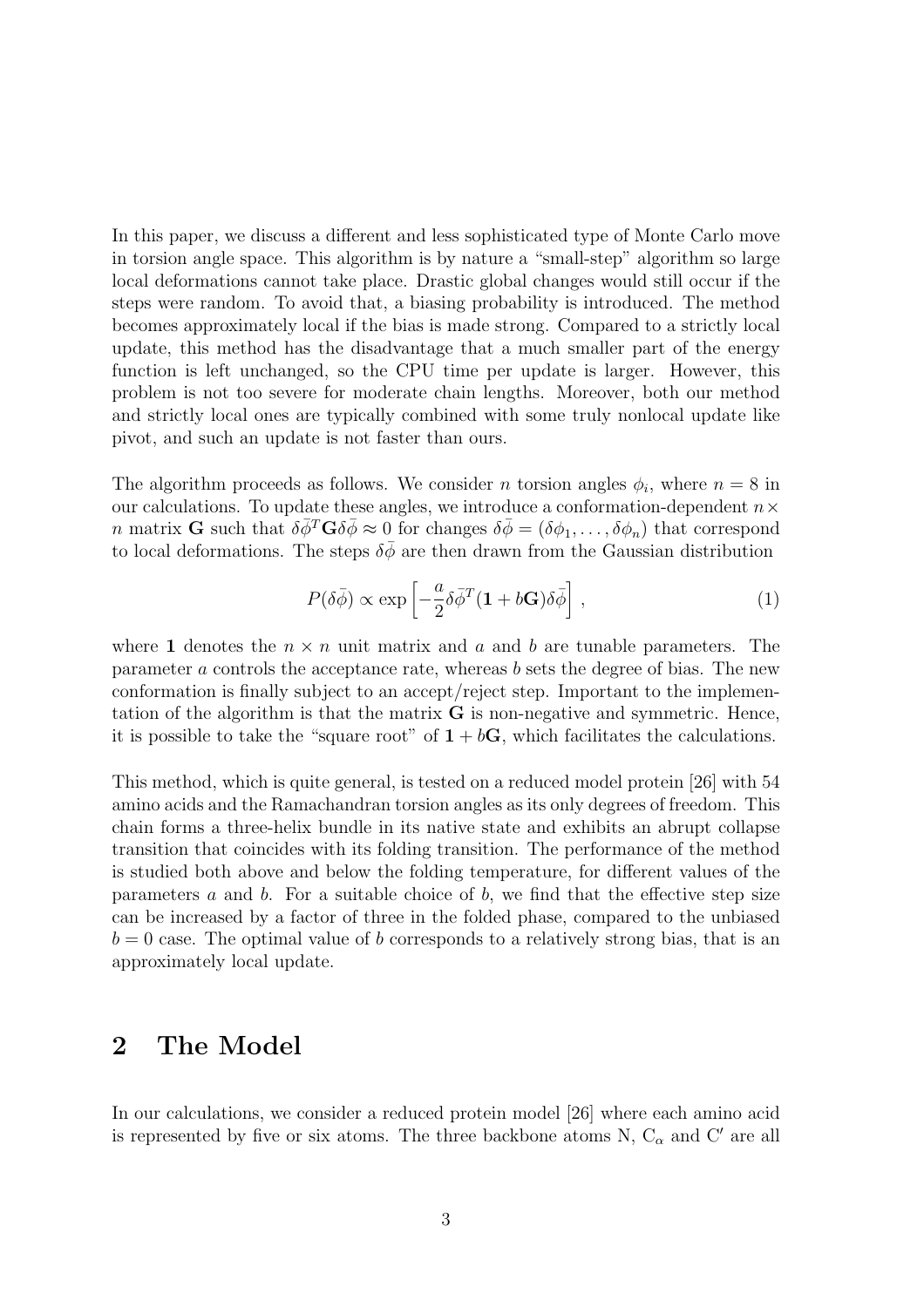In this paper, we discuss a different and less sophisticated type of Monte Carlo move in torsion angle space. This algorithm is by nature a "small-step" algorithm so large local deformations cannot take place. Drastic global changes would still occur if the steps were random. To avoid that, a biasing probability is introduced. The method becomes approximately local if the bias is made strong. Compared to a strictly local update, this method has the disadvantage that a much smaller part of the energy function is left unchanged, so the CPU time per update is larger. However, this problem is not too severe for moderate chain lengths. Moreover, both our method and strictly local ones are typically combined with some truly nonlocal update like pivot, and such an update is not faster than ours.

The algorithm proceeds as follows. We consider $n$ torsion angles $\phi_i$, where $n = 8$ in our calculations. To update these angles, we introduce a conformation-dependent $n \times n$ matrix $\mathbf{G}$ such that $\delta\bar{\phi}^T \mathbf{G} \delta\bar{\phi} \approx 0$ for changes $\delta\bar{\phi} = (\delta\phi_1, \ldots, \delta\phi_n)$ that correspond to local deformations. The steps $\delta\bar{\phi}$ are then drawn from the Gaussian distribution

$$P(\delta\bar{\phi}) \propto \exp\left[-\frac{a}{2}\delta\bar{\phi}^T(\mathbf{1} + b\mathbf{G})\delta\bar{\phi}\right] , \tag{1}$$

where $\mathbf{1}$ denotes the $n \times n$ unit matrix and $a$ and $b$ are tunable parameters. The parameter $a$ controls the acceptance rate, whereas $b$ sets the degree of bias. The new conformation is finally subject to an accept/reject step. Important to the implementation of the algorithm is that the matrix $\mathbf{G}$ is non-negative and symmetric. Hence, it is possible to take the "square root" of $\mathbf{1} + b\mathbf{G}$, which facilitates the calculations.

This method, which is quite general, is tested on a reduced model protein [26] with 54 amino acids and the Ramachandran torsion angles as its only degrees of freedom. This chain forms a three-helix bundle in its native state and exhibits an abrupt collapse transition that coincides with its folding transition. The performance of the method is studied both above and below the folding temperature, for different values of the parameters $a$ and $b$. For a suitable choice of $b$, we find that the effective step size can be increased by a factor of three in the folded phase, compared to the unbiased $b = 0$ case. The optimal value of $b$ corresponds to a relatively strong bias, that is an approximately local update.

## 2 The Model

In our calculations, we consider a reduced protein model [26] where each amino acid is represented by five or six atoms. The three backbone atoms N, $C_\alpha$ and C′ are all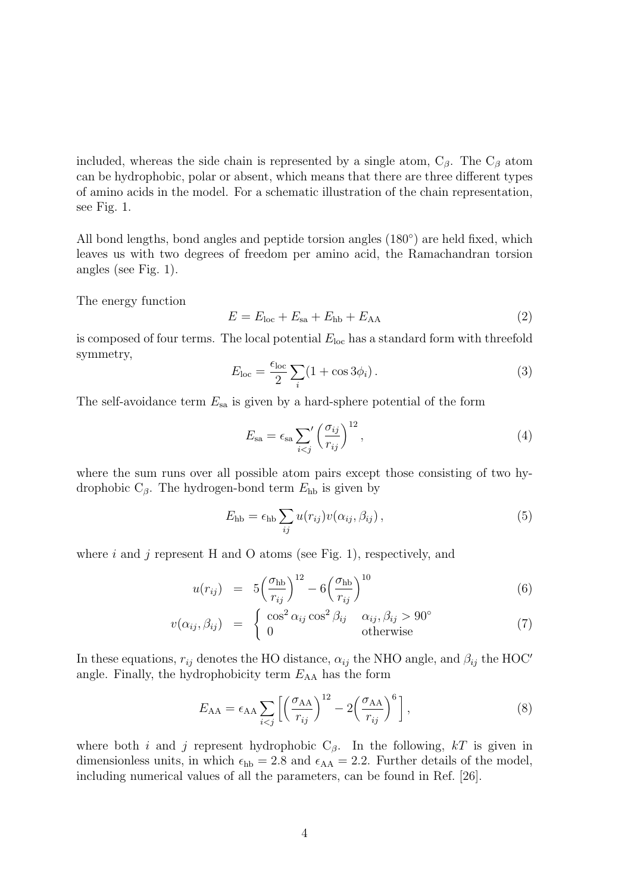included, whereas the side chain is represented by a single atom, $C_\beta$. The $C_\beta$ atom can be hydrophobic, polar or absent, which means that there are three different types of amino acids in the model. For a schematic illustration of the chain representation, see Fig. 1.

All bond lengths, bond angles and peptide torsion angles (180°) are held fixed, which leaves us with two degrees of freedom per amino acid, the Ramachandran torsion angles (see Fig. 1).

The energy function

$$E = E_{\mathrm{loc}} + E_{\mathrm{sa}} + E_{\mathrm{hb}} + E_{\mathrm{AA}} \tag{2}$$

is composed of four terms. The local potential $E_{\mathrm{loc}}$ has a standard form with threefold symmetry,

$$E_{\mathrm{loc}} = \frac{\epsilon_{\mathrm{loc}}}{2} \sum_i (1 + \cos 3\phi_i)\,. \tag{3}$$

The self-avoidance term $E_{\mathrm{sa}}$ is given by a hard-sphere potential of the form

$$E_{\mathrm{sa}} = \epsilon_{\mathrm{sa}} {\sum_{i<j}}' \left(\frac{\sigma_{ij}}{r_{ij}}\right)^{12}, \tag{4}$$

where the sum runs over all possible atom pairs except those consisting of two hydrophobic $C_\beta$. The hydrogen-bond term $E_{\mathrm{hb}}$ is given by

$$E_{\mathrm{hb}} = \epsilon_{\mathrm{hb}} \sum_{ij} u(r_{ij}) v(\alpha_{ij}, \beta_{ij})\,, \tag{5}$$

where $i$ and $j$ represent H and O atoms (see Fig. 1), respectively, and

$$u(r_{ij}) = 5\Big(\frac{\sigma_{\mathrm{hb}}}{r_{ij}}\Big)^{12} - 6\Big(\frac{\sigma_{\mathrm{hb}}}{r_{ij}}\Big)^{10} \tag{6}$$

$$v(\alpha_{ij}, \beta_{ij}) = \begin{cases} \cos^2\alpha_{ij}\cos^2\beta_{ij} & \alpha_{ij}, \beta_{ij} > 90^\circ \\ 0 & \text{otherwise} \end{cases} \tag{7}$$

In these equations, $r_{ij}$ denotes the HO distance, $\alpha_{ij}$ the NHO angle, and $\beta_{ij}$ the HOC′ angle. Finally, the hydrophobicity term $E_{\mathrm{AA}}$ has the form

$$E_{\mathrm{AA}} = \epsilon_{\mathrm{AA}} \sum_{i<j} \Big[ \Big(\frac{\sigma_{\mathrm{AA}}}{r_{ij}}\Big)^{12} - 2\Big(\frac{\sigma_{\mathrm{AA}}}{r_{ij}}\Big)^{6} \Big], \tag{8}$$

where both $i$ and $j$ represent hydrophobic $C_\beta$. In the following, $kT$ is given in dimensionless units, in which $\epsilon_{\mathrm{hb}} = 2.8$ and $\epsilon_{\mathrm{AA}} = 2.2$. Further details of the model, including numerical values of all the parameters, can be found in Ref. [26].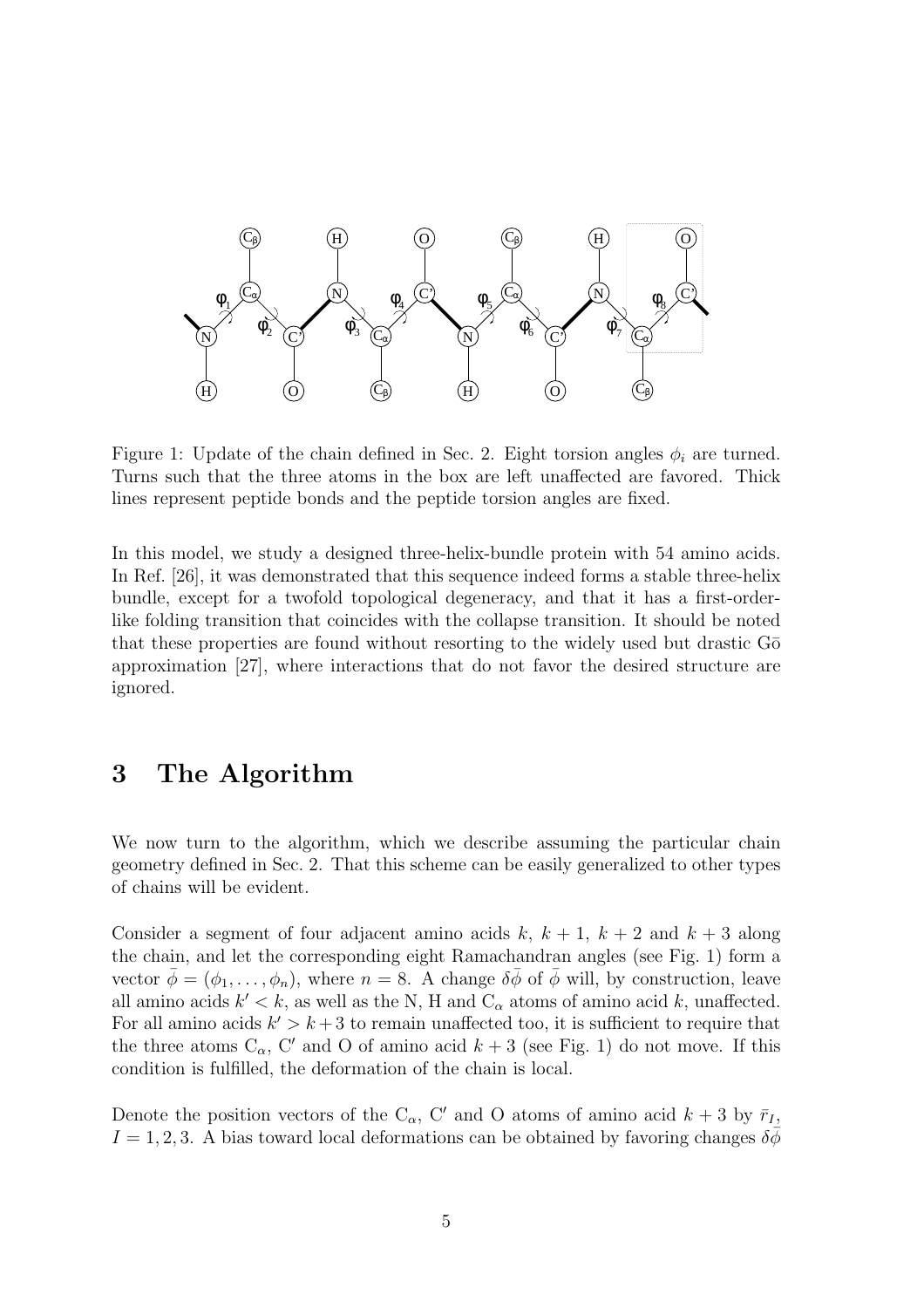Figure 1: Update of the chain defined in Sec. 2. Eight torsion angles $\phi_i$ are turned. Turns such that the three atoms in the box are left unaffected are favored. Thick lines represent peptide bonds and the peptide torsion angles are fixed.

In this model, we study a designed three-helix-bundle protein with 54 amino acids. In Ref. [26], it was demonstrated that this sequence indeed forms a stable three-helix bundle, except for a twofold topological degeneracy, and that it has a first-order-like folding transition that coincides with the collapse transition. It should be noted that these properties are found without resorting to the widely used but drastic Gō approximation [27], where interactions that do not favor the desired structure are ignored.

# 3 The Algorithm

We now turn to the algorithm, which we describe assuming the particular chain geometry defined in Sec. 2. That this scheme can be easily generalized to other types of chains will be evident.

Consider a segment of four adjacent amino acids $k$, $k+1$, $k+2$ and $k+3$ along the chain, and let the corresponding eight Ramachandran angles (see Fig. 1) form a vector $\bar{\phi} = (\phi_1, \ldots, \phi_n)$, where $n = 8$. A change $\delta\bar{\phi}$ of $\bar{\phi}$ will, by construction, leave all amino acids $k' < k$, as well as the N, H and $C_\alpha$ atoms of amino acid $k$, unaffected. For all amino acids $k' > k+3$ to remain unaffected too, it is sufficient to require that the three atoms $C_\alpha$, $C'$ and O of amino acid $k+3$ (see Fig. 1) do not move. If this condition is fulfilled, the deformation of the chain is local.

Denote the position vectors of the $C_\alpha$, $C'$ and O atoms of amino acid $k+3$ by $\bar{r}_I$, $I = 1, 2, 3$. A bias toward local deformations can be obtained by favoring changes $\delta\bar{\phi}$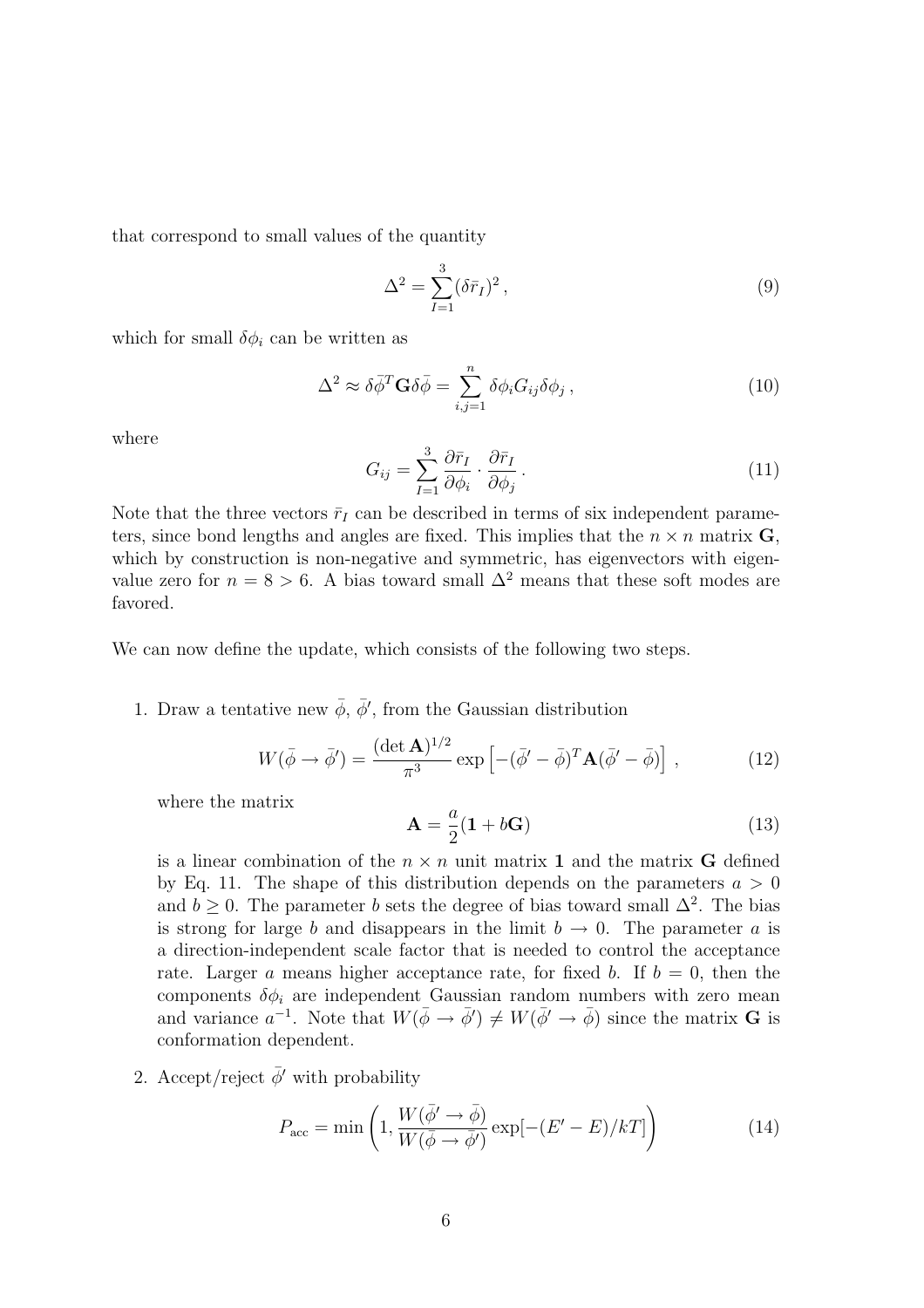that correspond to small values of the quantity

$$\Delta^2 = \sum_{I=1}^{3} (\delta \bar{r}_I)^2 \,, \tag{9}$$

which for small $\delta\phi_i$ can be written as

$$\Delta^2 \approx \delta\bar{\phi}^T \mathbf{G} \delta\bar{\phi} = \sum_{i,j=1}^{n} \delta\phi_i G_{ij} \delta\phi_j \,, \tag{10}$$

where

$$G_{ij} = \sum_{I=1}^{3} \frac{\partial \bar{r}_I}{\partial \phi_i} \cdot \frac{\partial \bar{r}_I}{\partial \phi_j} \,. \tag{11}$$

Note that the three vectors $\bar{r}_I$ can be described in terms of six independent parameters, since bond lengths and angles are fixed. This implies that the $n \times n$ matrix $\mathbf{G}$, which by construction is non-negative and symmetric, has eigenvectors with eigenvalue zero for $n = 8 > 6$. A bias toward small $\Delta^2$ means that these soft modes are favored.

We can now define the update, which consists of the following two steps.

1. Draw a tentative new $\bar{\phi}$, $\bar{\phi}'$, from the Gaussian distribution

$$W(\bar{\phi} \to \bar{\phi}') = \frac{(\det \mathbf{A})^{1/2}}{\pi^3} \exp\left[-(\bar{\phi}' - \bar{\phi})^T \mathbf{A} (\bar{\phi}' - \bar{\phi})\right] \,, \tag{12}$$

   where the matrix

$$\mathbf{A} = \frac{a}{2}(\mathbf{1} + b\mathbf{G}) \tag{13}$$

   is a linear combination of the $n \times n$ unit matrix $\mathbf{1}$ and the matrix $\mathbf{G}$ defined by Eq. 11. The shape of this distribution depends on the parameters $a > 0$ and $b \geq 0$. The parameter $b$ sets the degree of bias toward small $\Delta^2$. The bias is strong for large $b$ and disappears in the limit $b \to 0$. The parameter $a$ is a direction-independent scale factor that is needed to control the acceptance rate. Larger $a$ means higher acceptance rate, for fixed $b$. If $b = 0$, then the components $\delta\phi_i$ are independent Gaussian random numbers with zero mean and variance $a^{-1}$. Note that $W(\bar{\phi} \to \bar{\phi}') \neq W(\bar{\phi}' \to \bar{\phi})$ since the matrix $\mathbf{G}$ is conformation dependent.

2. Accept/reject $\bar{\phi}'$ with probability

$$P_{\text{acc}} = \min\left(1, \frac{W(\bar{\phi}' \to \bar{\phi})}{W(\bar{\phi} \to \bar{\phi}')} \exp[-(E' - E)/kT]\right) \tag{14}$$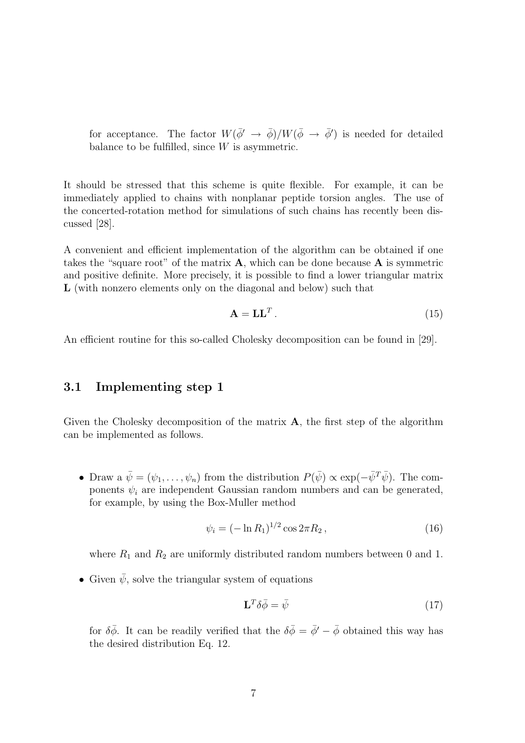for acceptance. The factor $W(\bar{\phi}' \to \bar{\phi})/W(\bar{\phi} \to \bar{\phi}')$ is needed for detailed balance to be fulfilled, since $W$ is asymmetric.

It should be stressed that this scheme is quite flexible. For example, it can be immediately applied to chains with nonplanar peptide torsion angles. The use of the concerted-rotation method for simulations of such chains has recently been discussed [28].

A convenient and efficient implementation of the algorithm can be obtained if one takes the "square root" of the matrix $\mathbf{A}$, which can be done because $\mathbf{A}$ is symmetric and positive definite. More precisely, it is possible to find a lower triangular matrix $\mathbf{L}$ (with nonzero elements only on the diagonal and below) such that

$$\mathbf{A} = \mathbf{L}\mathbf{L}^T \,. \tag{15}$$

An efficient routine for this so-called Cholesky decomposition can be found in [29].

### 3.1 Implementing step 1

Given the Cholesky decomposition of the matrix $\mathbf{A}$, the first step of the algorithm can be implemented as follows.

- Draw a $\bar{\psi} = (\psi_1, \ldots, \psi_n)$ from the distribution $P(\bar{\psi}) \propto \exp(-\bar{\psi}^T\bar{\psi})$. The components $\psi_i$ are independent Gaussian random numbers and can be generated, for example, by using the Box-Muller method

$$\psi_i = (-\ln R_1)^{1/2} \cos 2\pi R_2 \,, \tag{16}$$

  where $R_1$ and $R_2$ are uniformly distributed random numbers between 0 and 1.

- Given $\bar{\psi}$, solve the triangular system of equations

$$\mathbf{L}^T \delta\bar{\phi} = \bar{\psi} \tag{17}$$

  for $\delta\bar{\phi}$. It can be readily verified that the $\delta\bar{\phi} = \bar{\phi}' - \bar{\phi}$ obtained this way has the desired distribution Eq. 12.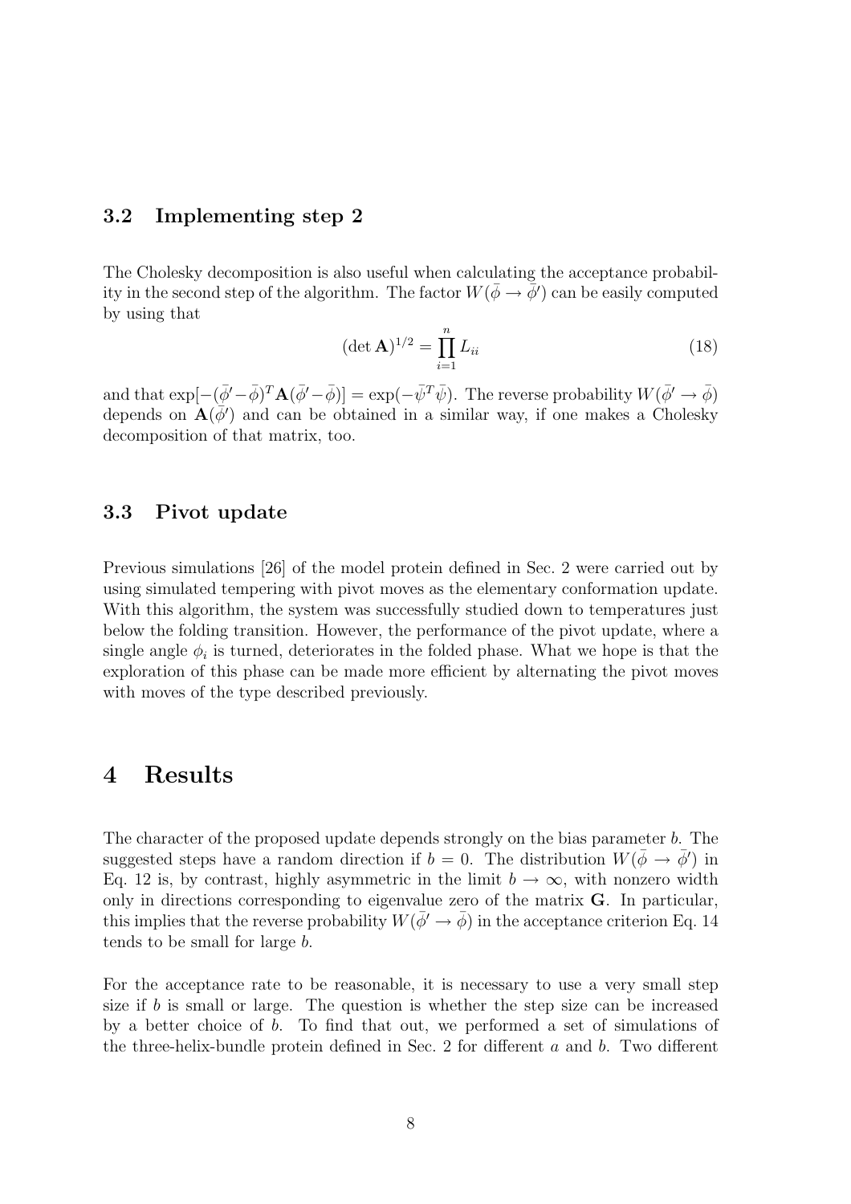### 3.2 Implementing step 2

The Cholesky decomposition is also useful when calculating the acceptance probability in the second step of the algorithm. The factor $W(\bar{\phi} \to \bar{\phi}')$ can be easily computed by using that

$$(\det \mathbf{A})^{1/2} = \prod_{i=1}^{n} L_{ii} \tag{18}$$

and that $\exp[-(\bar{\phi}'-\bar{\phi})^T \mathbf{A}(\bar{\phi}'-\bar{\phi})] = \exp(-\bar{\psi}^T \bar{\psi})$. The reverse probability $W(\bar{\phi}' \to \bar{\phi})$ depends on $\mathbf{A}(\bar{\phi}')$ and can be obtained in a similar way, if one makes a Cholesky decomposition of that matrix, too.

### 3.3 Pivot update

Previous simulations [26] of the model protein defined in Sec. 2 were carried out by using simulated tempering with pivot moves as the elementary conformation update. With this algorithm, the system was successfully studied down to temperatures just below the folding transition. However, the performance of the pivot update, where a single angle $\phi_i$ is turned, deteriorates in the folded phase. What we hope is that the exploration of this phase can be made more efficient by alternating the pivot moves with moves of the type described previously.

# 4 Results

The character of the proposed update depends strongly on the bias parameter $b$. The suggested steps have a random direction if $b = 0$. The distribution $W(\bar{\phi} \to \bar{\phi}')$ in Eq. 12 is, by contrast, highly asymmetric in the limit $b \to \infty$, with nonzero width only in directions corresponding to eigenvalue zero of the matrix $\mathbf{G}$. In particular, this implies that the reverse probability $W(\bar{\phi}' \to \bar{\phi})$ in the acceptance criterion Eq. 14 tends to be small for large $b$.

For the acceptance rate to be reasonable, it is necessary to use a very small step size if $b$ is small or large. The question is whether the step size can be increased by a better choice of $b$. To find that out, we performed a set of simulations of the three-helix-bundle protein defined in Sec. 2 for different $a$ and $b$. Two different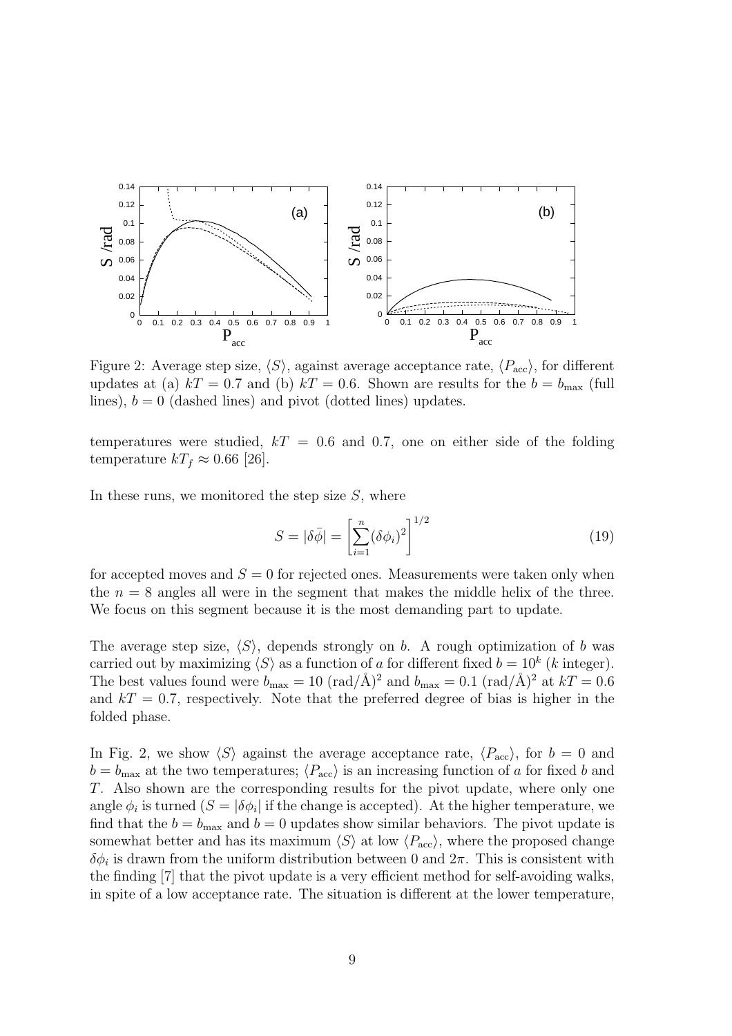Figure 2: Average step size, $\langle S \rangle$, against average acceptance rate, $\langle P_{\text{acc}} \rangle$, for different updates at (a) $kT = 0.7$ and (b) $kT = 0.6$. Shown are results for the $b = b_{\max}$ (full lines), $b = 0$ (dashed lines) and pivot (dotted lines) updates.

temperatures were studied, $kT = 0.6$ and $0.7$, one on either side of the folding temperature $kT_f \approx 0.66$ [26].

In these runs, we monitored the step size $S$, where

$$S = |\delta\bar{\phi}| = \left[ \sum_{i=1}^{n} (\delta\phi_i)^2 \right]^{1/2} \tag{19}$$

for accepted moves and $S = 0$ for rejected ones. Measurements were taken only when the $n = 8$ angles all were in the segment that makes the middle helix of the three. We focus on this segment because it is the most demanding part to update.

The average step size, $\langle S \rangle$, depends strongly on $b$. A rough optimization of $b$ was carried out by maximizing $\langle S \rangle$ as a function of $a$ for different fixed $b = 10^k$ ($k$ integer). The best values found were $b_{\max} = 10$ (rad/Å)$^2$ and $b_{\max} = 0.1$ (rad/Å)$^2$ at $kT = 0.6$ and $kT = 0.7$, respectively. Note that the preferred degree of bias is higher in the folded phase.

In Fig. 2, we show $\langle S \rangle$ against the average acceptance rate, $\langle P_{\text{acc}} \rangle$, for $b = 0$ and $b = b_{\max}$ at the two temperatures; $\langle P_{\text{acc}} \rangle$ is an increasing function of $a$ for fixed $b$ and $T$. Also shown are the corresponding results for the pivot update, where only one angle $\phi_i$ is turned ($S = |\delta\phi_i|$ if the change is accepted). At the higher temperature, we find that the $b = b_{\max}$ and $b = 0$ updates show similar behaviors. The pivot update is somewhat better and has its maximum $\langle S \rangle$ at low $\langle P_{\text{acc}} \rangle$, where the proposed change $\delta\phi_i$ is drawn from the uniform distribution between 0 and $2\pi$. This is consistent with the finding [7] that the pivot update is a very efficient method for self-avoiding walks, in spite of a low acceptance rate. The situation is different at the lower temperature,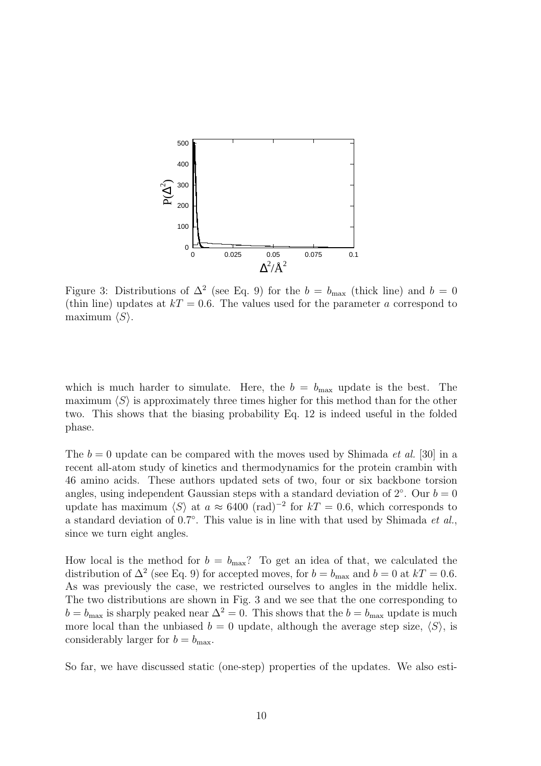Figure 3: Distributions of $\Delta^2$ (see Eq. 9) for the $b = b_{\max}$ (thick line) and $b = 0$ (thin line) updates at $kT = 0.6$. The values used for the parameter $a$ correspond to maximum $\langle S \rangle$.

which is much harder to simulate. Here, the $b = b_{\max}$ update is the best. The maximum $\langle S \rangle$ is approximately three times higher for this method than for the other two. This shows that the biasing probability Eq. 12 is indeed useful in the folded phase.

The $b = 0$ update can be compared with the moves used by Shimada *et al.* [30] in a recent all-atom study of kinetics and thermodynamics for the protein crambin with 46 amino acids. These authors updated sets of two, four or six backbone torsion angles, using independent Gaussian steps with a standard deviation of $2^\circ$. Our $b = 0$ update has maximum $\langle S \rangle$ at $a \approx 6400$ $(\text{rad})^{-2}$ for $kT = 0.6$, which corresponds to a standard deviation of $0.7^\circ$. This value is in line with that used by Shimada *et al.*, since we turn eight angles.

How local is the method for $b = b_{\max}$? To get an idea of that, we calculated the distribution of $\Delta^2$ (see Eq. 9) for accepted moves, for $b = b_{\max}$ and $b = 0$ at $kT = 0.6$. As was previously the case, we restricted ourselves to angles in the middle helix. The two distributions are shown in Fig. 3 and we see that the one corresponding to $b = b_{\max}$ is sharply peaked near $\Delta^2 = 0$. This shows that the $b = b_{\max}$ update is much more local than the unbiased $b = 0$ update, although the average step size, $\langle S \rangle$, is considerably larger for $b = b_{\max}$.

So far, we have discussed static (one-step) properties of the updates. We also esti-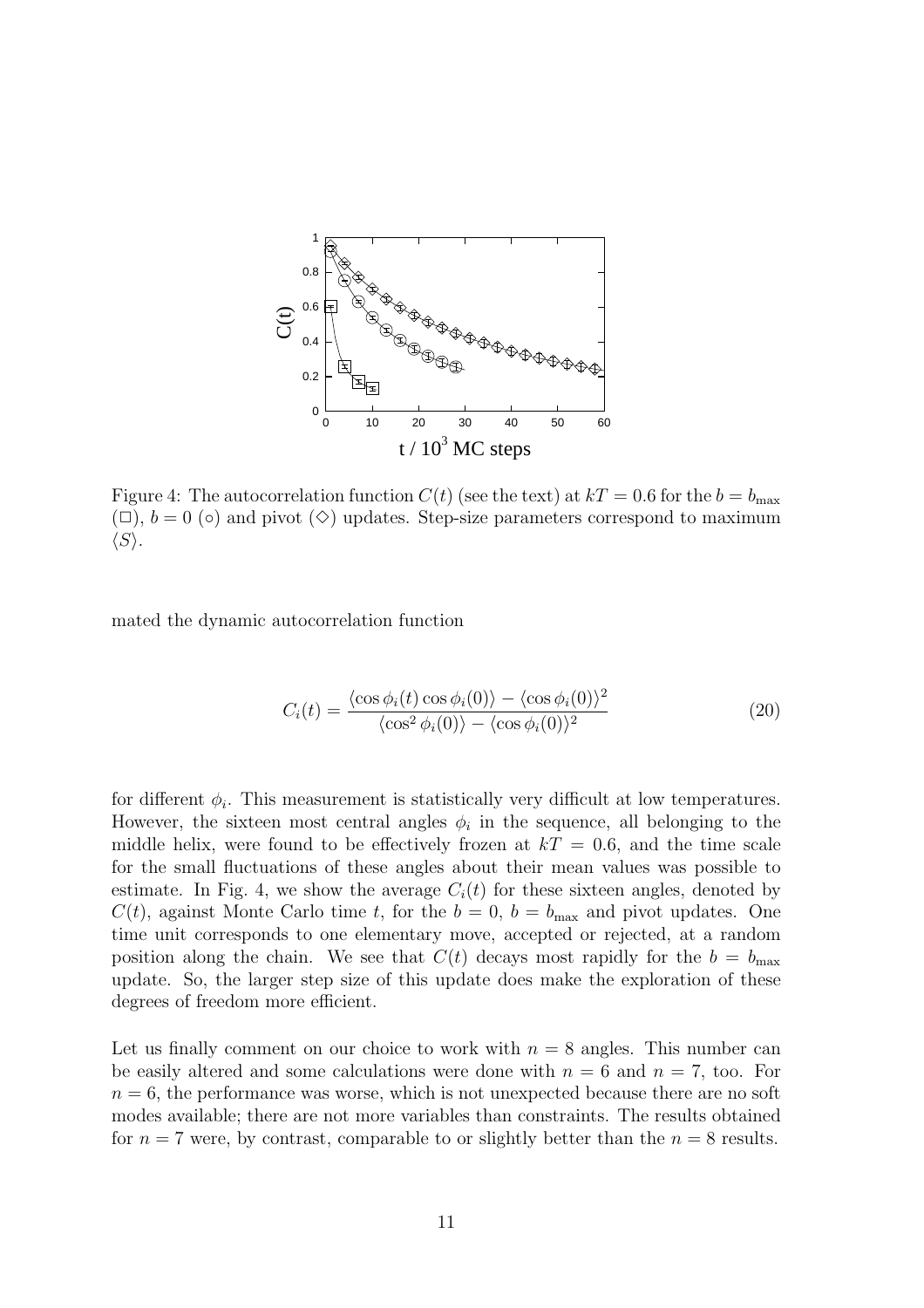Figure 4: The autocorrelation function $C(t)$ (see the text) at $kT = 0.6$ for the $b = b_{\max}$ ($\square$), $b = 0$ ($\circ$) and pivot ($\diamond$) updates. Step-size parameters correspond to maximum $\langle S \rangle$.

mated the dynamic autocorrelation function

$$C_i(t) = \frac{\langle \cos \phi_i(t) \cos \phi_i(0) \rangle - \langle \cos \phi_i(0) \rangle^2}{\langle \cos^2 \phi_i(0) \rangle - \langle \cos \phi_i(0) \rangle^2} \tag{20}$$

for different $\phi_i$. This measurement is statistically very difficult at low temperatures. However, the sixteen most central angles $\phi_i$ in the sequence, all belonging to the middle helix, were found to be effectively frozen at $kT = 0.6$, and the time scale for the small fluctuations of these angles about their mean values was possible to estimate. In Fig. 4, we show the average $C_i(t)$ for these sixteen angles, denoted by $C(t)$, against Monte Carlo time $t$, for the $b = 0$, $b = b_{\max}$ and pivot updates. One time unit corresponds to one elementary move, accepted or rejected, at a random position along the chain. We see that $C(t)$ decays most rapidly for the $b = b_{\max}$ update. So, the larger step size of this update does make the exploration of these degrees of freedom more efficient.

Let us finally comment on our choice to work with $n = 8$ angles. This number can be easily altered and some calculations were done with $n = 6$ and $n = 7$, too. For $n = 6$, the performance was worse, which is not unexpected because there are no soft modes available; there are not more variables than constraints. The results obtained for $n = 7$ were, by contrast, comparable to or slightly better than the $n = 8$ results.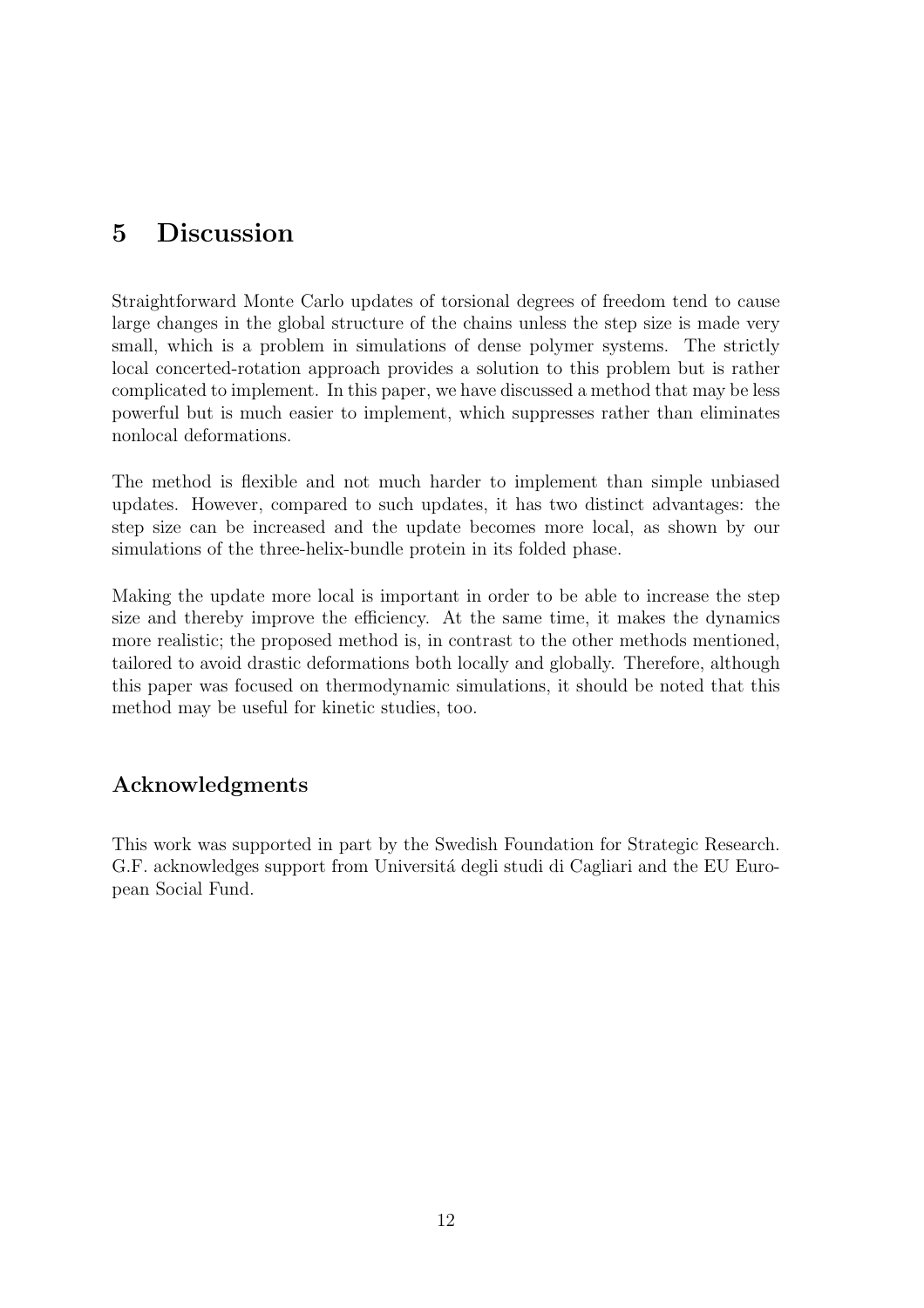## 5 Discussion

Straightforward Monte Carlo updates of torsional degrees of freedom tend to cause large changes in the global structure of the chains unless the step size is made very small, which is a problem in simulations of dense polymer systems. The strictly local concerted-rotation approach provides a solution to this problem but is rather complicated to implement. In this paper, we have discussed a method that may be less powerful but is much easier to implement, which suppresses rather than eliminates nonlocal deformations.

The method is flexible and not much harder to implement than simple unbiased updates. However, compared to such updates, it has two distinct advantages: the step size can be increased and the update becomes more local, as shown by our simulations of the three-helix-bundle protein in its folded phase.

Making the update more local is important in order to be able to increase the step size and thereby improve the efficiency. At the same time, it makes the dynamics more realistic; the proposed method is, in contrast to the other methods mentioned, tailored to avoid drastic deformations both locally and globally. Therefore, although this paper was focused on thermodynamic simulations, it should be noted that this method may be useful for kinetic studies, too.

### Acknowledgments

This work was supported in part by the Swedish Foundation for Strategic Research. G.F. acknowledges support from Universitá degli studi di Cagliari and the EU European Social Fund.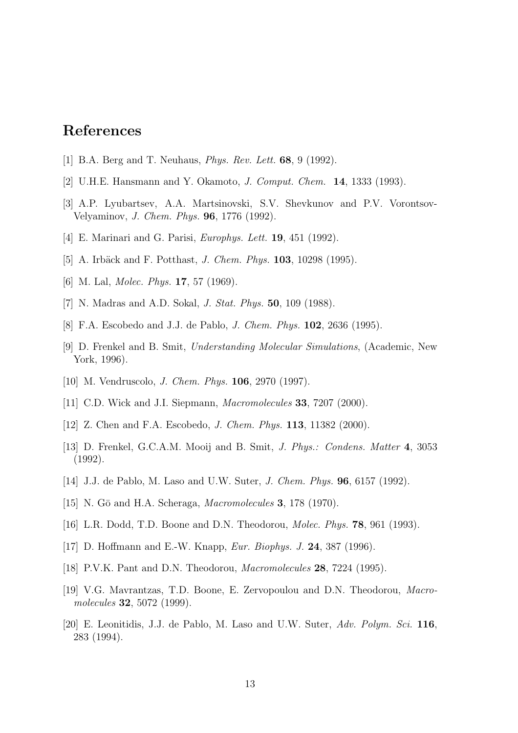## References

[1] B.A. Berg and T. Neuhaus, *Phys. Rev. Lett.* **68**, 9 (1992).

[2] U.H.E. Hansmann and Y. Okamoto, *J. Comput. Chem.* **14**, 1333 (1993).

[3] A.P. Lyubartsev, A.A. Martsinovski, S.V. Shevkunov and P.V. Vorontsov-Velyaminov, *J. Chem. Phys.* **96**, 1776 (1992).

[4] E. Marinari and G. Parisi, *Europhys. Lett.* **19**, 451 (1992).

[5] A. Irbäck and F. Potthast, *J. Chem. Phys.* **103**, 10298 (1995).

[6] M. Lal, *Molec. Phys.* **17**, 57 (1969).

[7] N. Madras and A.D. Sokal, *J. Stat. Phys.* **50**, 109 (1988).

[8] F.A. Escobedo and J.J. de Pablo, *J. Chem. Phys.* **102**, 2636 (1995).

[9] D. Frenkel and B. Smit, *Understanding Molecular Simulations*, (Academic, New York, 1996).

[10] M. Vendruscolo, *J. Chem. Phys.* **106**, 2970 (1997).

[11] C.D. Wick and J.I. Siepmann, *Macromolecules* **33**, 7207 (2000).

[12] Z. Chen and F.A. Escobedo, *J. Chem. Phys.* **113**, 11382 (2000).

[13] D. Frenkel, G.C.A.M. Mooij and B. Smit, *J. Phys.: Condens. Matter* **4**, 3053 (1992).

[14] J.J. de Pablo, M. Laso and U.W. Suter, *J. Chem. Phys.* **96**, 6157 (1992).

[15] N. Gō and H.A. Scheraga, *Macromolecules* **3**, 178 (1970).

[16] L.R. Dodd, T.D. Boone and D.N. Theodorou, *Molec. Phys.* **78**, 961 (1993).

[17] D. Hoffmann and E.-W. Knapp, *Eur. Biophys. J.* **24**, 387 (1996).

[18] P.V.K. Pant and D.N. Theodorou, *Macromolecules* **28**, 7224 (1995).

[19] V.G. Mavrantzas, T.D. Boone, E. Zervopoulou and D.N. Theodorou, *Macromolecules* **32**, 5072 (1999).

[20] E. Leonitidis, J.J. de Pablo, M. Laso and U.W. Suter, *Adv. Polym. Sci.* **116**, 283 (1994).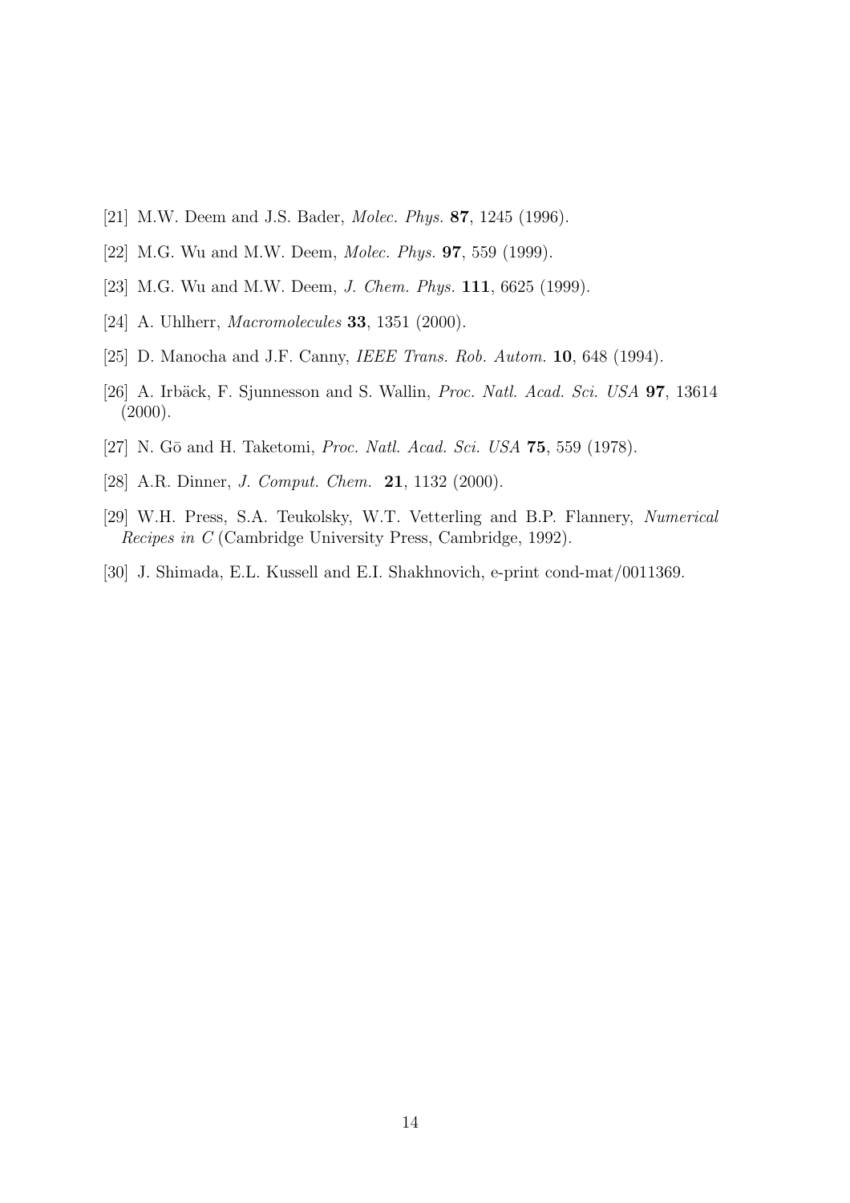[21] M.W. Deem and J.S. Bader, *Molec. Phys.* **87**, 1245 (1996).

[22] M.G. Wu and M.W. Deem, *Molec. Phys.* **97**, 559 (1999).

[23] M.G. Wu and M.W. Deem, *J. Chem. Phys.* **111**, 6625 (1999).

[24] A. Uhlherr, *Macromolecules* **33**, 1351 (2000).

[25] D. Manocha and J.F. Canny, *IEEE Trans. Rob. Autom.* **10**, 648 (1994).

[26] A. Irbäck, F. Sjunnesson and S. Wallin, *Proc. Natl. Acad. Sci. USA* **97**, 13614 (2000).

[27] N. Gō and H. Taketomi, *Proc. Natl. Acad. Sci. USA* **75**, 559 (1978).

[28] A.R. Dinner, *J. Comput. Chem.* **21**, 1132 (2000).

[29] W.H. Press, S.A. Teukolsky, W.T. Vetterling and B.P. Flannery, *Numerical Recipes in C* (Cambridge University Press, Cambridge, 1992).

[30] J. Shimada, E.L. Kussell and E.I. Shakhnovich, e-print cond-mat/0011369.